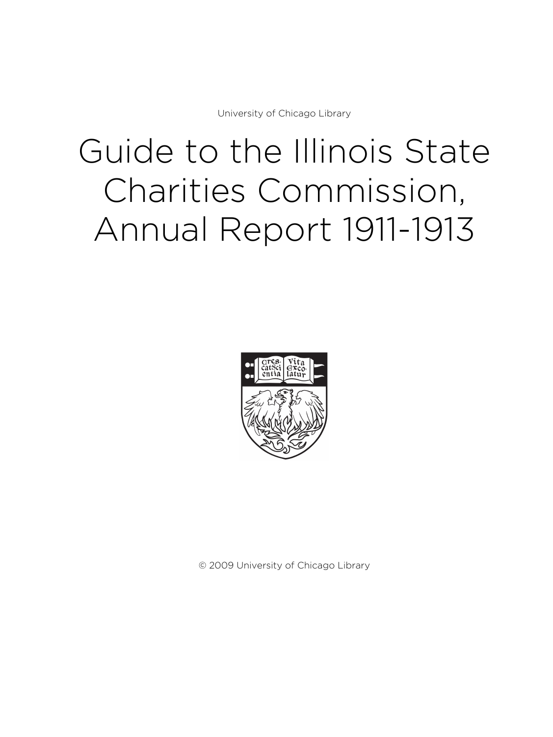University of Chicago Library

# Guide to the Illinois State Charities Commission, Annual Report 1911-1913

© 2009 University of Chicago Library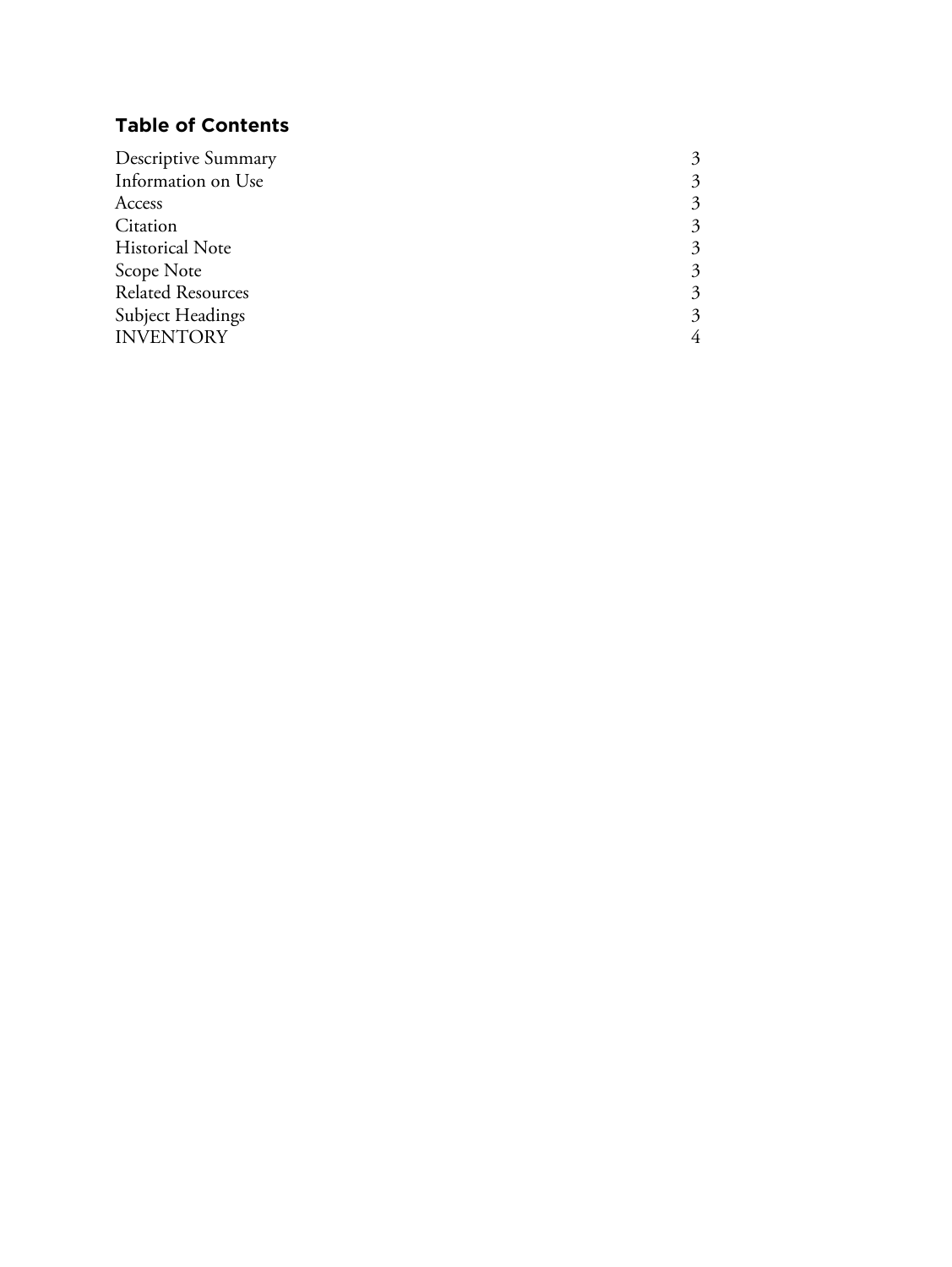## Table of Contents

| | |
|---|---|
| Descriptive Summary | 3 |
| Information on Use | 3 |
| Access | 3 |
| Citation | 3 |
| Historical Note | 3 |
| Scope Note | 3 |
| Related Resources | 3 |
| Subject Headings | 3 |
| INVENTORY | 4 |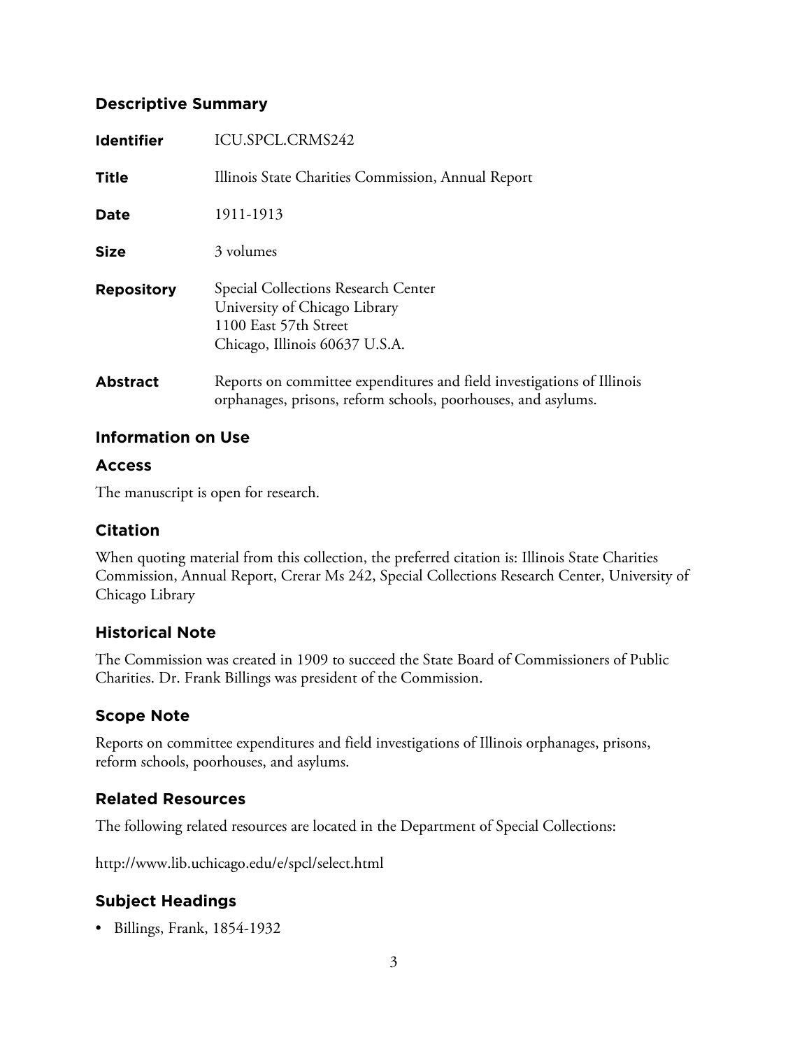## Descriptive Summary

| | |
|---|---|
| **Identifier** | ICU.SPCL.CRMS242 |
| **Title** | Illinois State Charities Commission, Annual Report |
| **Date** | 1911-1913 |
| **Size** | 3 volumes |
| **Repository** | Special Collections Research Center<br>University of Chicago Library<br>1100 East 57th Street<br>Chicago, Illinois 60637 U.S.A. |
| **Abstract** | Reports on committee expenditures and field investigations of Illinois orphanages, prisons, reform schools, poorhouses, and asylums. |

## Information on Use

### Access

The manuscript is open for research.

### Citation

When quoting material from this collection, the preferred citation is: Illinois State Charities Commission, Annual Report, Crerar Ms 242, Special Collections Research Center, University of Chicago Library

## Historical Note

The Commission was created in 1909 to succeed the State Board of Commissioners of Public Charities. Dr. Frank Billings was president of the Commission.

## Scope Note

Reports on committee expenditures and field investigations of Illinois orphanages, prisons, reform schools, poorhouses, and asylums.

## Related Resources

The following related resources are located in the Department of Special Collections:

http://www.lib.uchicago.edu/e/spcl/select.html

## Subject Headings

- Billings, Frank, 1854-1932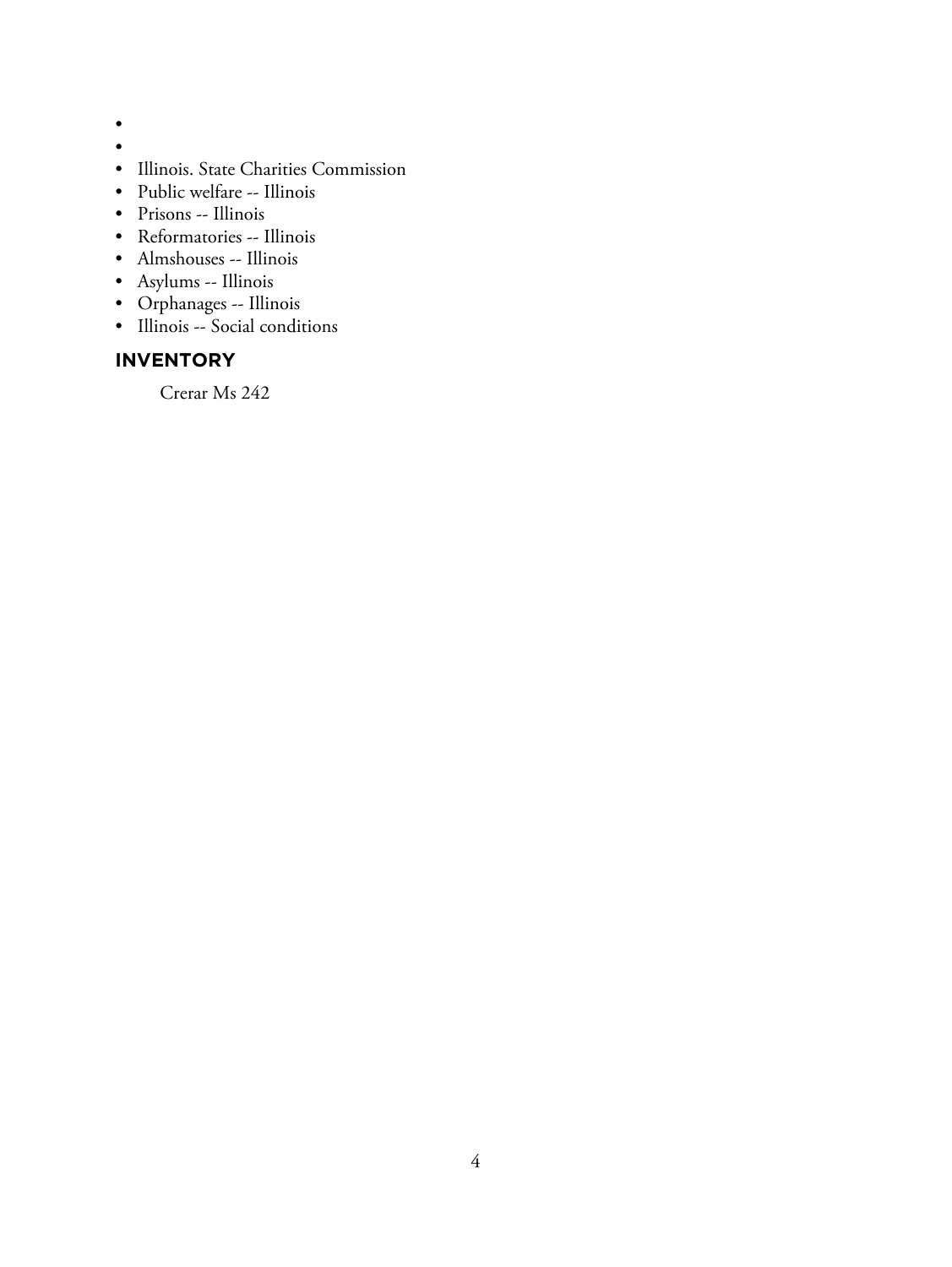- 
- 
- Illinois. State Charities Commission
- Public welfare -- Illinois
- Prisons -- Illinois
- Reformatories -- Illinois
- Almshouses -- Illinois
- Asylums -- Illinois
- Orphanages -- Illinois
- Illinois -- Social conditions

## INVENTORY

Crerar Ms 242